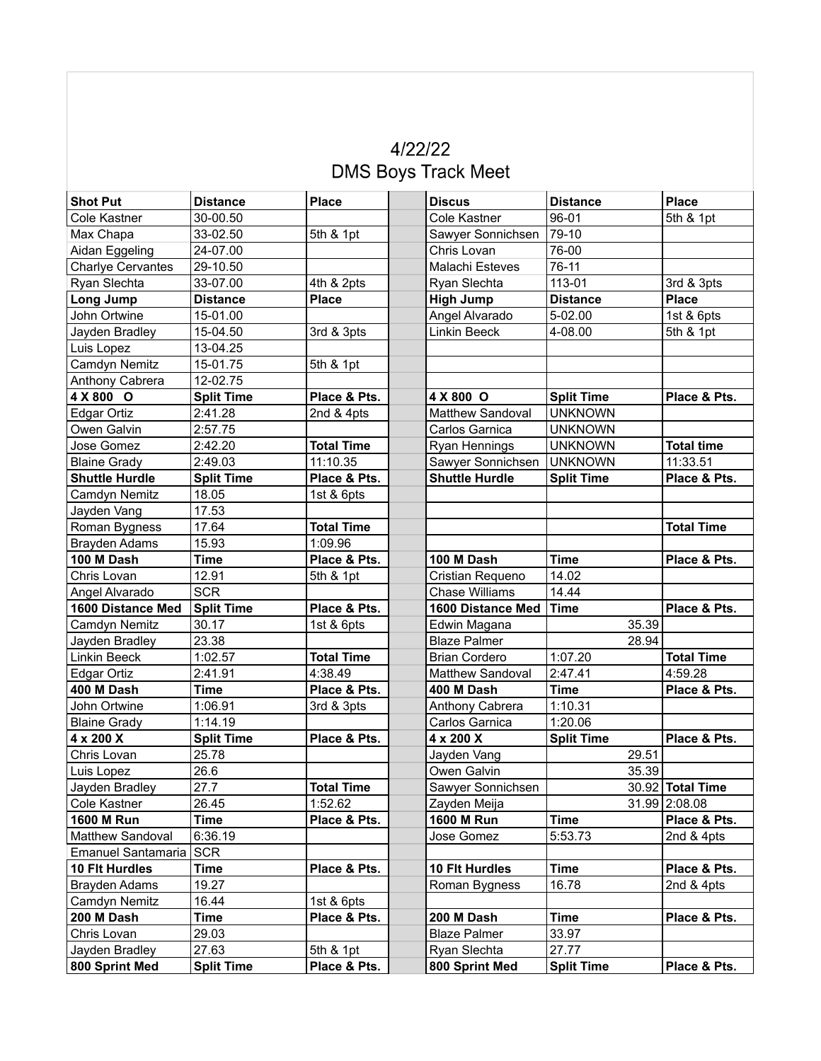# 4/22/22
## DMS Boys Track Meet

| Shot Put | Distance | Place | | Discus | Distance | Place |
|---|---|---|---|---|---|---|
| Cole Kastner | 30-00.50 | | | Cole Kastner | 96-01 | 5th & 1pt |
| Max Chapa | 33-02.50 | 5th & 1pt | | Sawyer Sonnichsen | 79-10 | |
| Aidan Eggeling | 24-07.00 | | | Chris Lovan | 76-00 | |
| Charlye Cervantes | 29-10.50 | | | Malachi Esteves | 76-11 | |
| Ryan Slechta | 33-07.00 | 4th & 2pts | | Ryan Slechta | 113-01 | 3rd & 3pts |
| **Long Jump** | **Distance** | **Place** | | **High Jump** | **Distance** | **Place** |
| John Ortwine | 15-01.00 | | | Angel Alvarado | 5-02.00 | 1st & 6pts |
| Jayden Bradley | 15-04.50 | 3rd & 3pts | | Linkin Beeck | 4-08.00 | 5th & 1pt |
| Luis Lopez | 13-04.25 | | | | | |
| Camdyn Nemitz | 15-01.75 | 5th & 1pt | | | | |
| Anthony Cabrera | 12-02.75 | | | | | |
| **4 X 800 O** | **Split Time** | **Place & Pts.** | | **4 X 800 O** | **Split Time** | **Place & Pts.** |
| Edgar Ortiz | 2:41.28 | 2nd & 4pts | | Matthew Sandoval | UNKNOWN | |
| Owen Galvin | 2:57.75 | | | Carlos Garnica | UNKNOWN | |
| Jose Gomez | 2:42.20 | **Total Time** | | Ryan Hennings | UNKNOWN | **Total time** |
| Blaine Grady | 2:49.03 | 11:10.35 | | Sawyer Sonnichsen | UNKNOWN | 11:33.51 |
| **Shuttle Hurdle** | **Split Time** | **Place & Pts.** | | **Shuttle Hurdle** | **Split Time** | **Place & Pts.** |
| Camdyn Nemitz | 18.05 | 1st & 6pts | | | | |
| Jayden Vang | 17.53 | | | | | |
| Roman Bygness | 17.64 | **Total Time** | | | | **Total Time** |
| Brayden Adams | 15.93 | 1:09.96 | | | | |
| **100 M Dash** | **Time** | **Place & Pts.** | | **100 M Dash** | **Time** | **Place & Pts.** |
| Chris Lovan | 12.91 | 5th & 1pt | | Cristian Requeno | 14.02 | |
| Angel Alvarado | SCR | | | Chase Williams | 14.44 | |
| **1600 Distance Med** | **Split Time** | **Place & Pts.** | | **1600 Distance Med** | **Time** | **Place & Pts.** |
| Camdyn Nemitz | 30.17 | 1st & 6pts | | Edwin Magana | 35.39 | |
| Jayden Bradley | 23.38 | | | Blaze Palmer | 28.94 | |
| Linkin Beeck | 1:02.57 | **Total Time** | | Brian Cordero | 1:07.20 | **Total Time** |
| Edgar Ortiz | 2:41.91 | 4:38.49 | | Matthew Sandoval | 2:47.41 | 4:59.28 |
| **400 M Dash** | **Time** | **Place & Pts.** | | **400 M Dash** | **Time** | **Place & Pts.** |
| John Ortwine | 1:06.91 | 3rd & 3pts | | Anthony Cabrera | 1:10.31 | |
| Blaine Grady | 1:14.19 | | | Carlos Garnica | 1:20.06 | |
| **4 x 200 X** | **Split Time** | **Place & Pts.** | | **4 x 200 X** | **Split Time** | **Place & Pts.** |
| Chris Lovan | 25.78 | | | Jayden Vang | 29.51 | |
| Luis Lopez | 26.6 | | | Owen Galvin | 35.39 | |
| Jayden Bradley | 27.7 | **Total Time** | | Sawyer Sonnichsen | 30.92 | **Total Time** |
| Cole Kastner | 26.45 | 1:52.62 | | Zayden Meija | 31.99 | 2:08.08 |
| **1600 M Run** | **Time** | **Place & Pts.** | | **1600 M Run** | **Time** | **Place & Pts.** |
| Matthew Sandoval | 6:36.19 | | | Jose Gomez | 5:53.73 | 2nd & 4pts |
| Emanuel Santamaria | SCR | | | | | |
| **10 Flt Hurdles** | **Time** | **Place & Pts.** | | **10 Flt Hurdles** | **Time** | **Place & Pts.** |
| Brayden Adams | 19.27 | | | Roman Bygness | 16.78 | 2nd & 4pts |
| Camdyn Nemitz | 16.44 | 1st & 6pts | | | | |
| **200 M Dash** | **Time** | **Place & Pts.** | | **200 M Dash** | **Time** | **Place & Pts.** |
| Chris Lovan | 29.03 | | | Blaze Palmer | 33.97 | |
| Jayden Bradley | 27.63 | 5th & 1pt | | Ryan Slechta | 27.77 | |
| **800 Sprint Med** | **Split Time** | **Place & Pts.** | | **800 Sprint Med** | **Split Time** | **Place & Pts.** |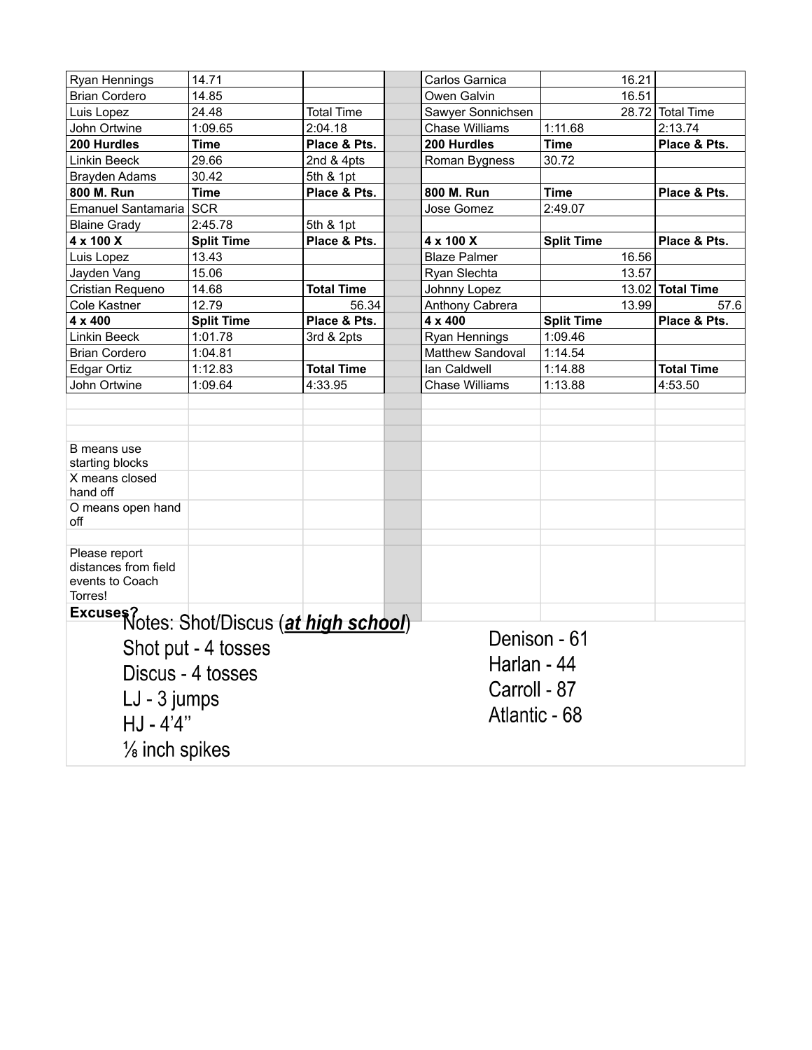| | | | | | | |
|---|---|---|---|---|---|---|
| Ryan Hennings | 14.71 | | | Carlos Garnica | 16.21 | |
| Brian Cordero | 14.85 | | | Owen Galvin | 16.51 | |
| Luis Lopez | 24.48 | Total Time | | Sawyer Sonnichsen | 28.72 | Total Time |
| John Ortwine | 1:09.65 | 2:04.18 | | Chase Williams | 1:11.68 | 2:13.74 |
| **200 Hurdles** | **Time** | **Place & Pts.** | | **200 Hurdles** | **Time** | **Place & Pts.** |
| Linkin Beeck | 29.66 | 2nd & 4pts | | Roman Bygness | 30.72 | |
| Brayden Adams | 30.42 | 5th & 1pt | | | | |
| **800 M. Run** | **Time** | **Place & Pts.** | | **800 M. Run** | **Time** | **Place & Pts.** |
| Emanuel Santamaria | SCR | | | Jose Gomez | 2:49.07 | |
| Blaine Grady | 2:45.78 | 5th & 1pt | | | | |
| **4 x 100 X** | **Split Time** | **Place & Pts.** | | **4 x 100 X** | **Split Time** | **Place & Pts.** |
| Luis Lopez | 13.43 | | | Blaze Palmer | 16.56 | |
| Jayden Vang | 15.06 | | | Ryan Slechta | 13.57 | |
| Cristian Requeno | 14.68 | **Total Time** | | Johnny Lopez | 13.02 | **Total Time** |
| Cole Kastner | 12.79 | 56.34 | | Anthony Cabrera | 13.99 | 57.6 |
| **4 x 400** | **Split Time** | **Place & Pts.** | | **4 x 400** | **Split Time** | **Place & Pts.** |
| Linkin Beeck | 1:01.78 | 3rd & 2pts | | Ryan Hennings | 1:09.46 | |
| Brian Cordero | 1:04.81 | | | Matthew Sandoval | 1:14.54 | |
| Edgar Ortiz | 1:12.83 | **Total Time** | | Ian Caldwell | 1:14.88 | **Total Time** |
| John Ortwine | 1:09.64 | 4:33.95 | | Chase Williams | 1:13.88 | 4:53.50 |

B means use starting blocks

X means closed hand off

O means open hand off

Please report distances from field events to Coach Torres!

**Excuses?**

Notes: Shot/Discus (***at high school***)

Shot put - 4 tosses

Discus - 4 tosses

LJ - 3 jumps

HJ - 4'4"

⅛ inch spikes

Denison - 61

Harlan - 44

Carroll - 87

Atlantic - 68